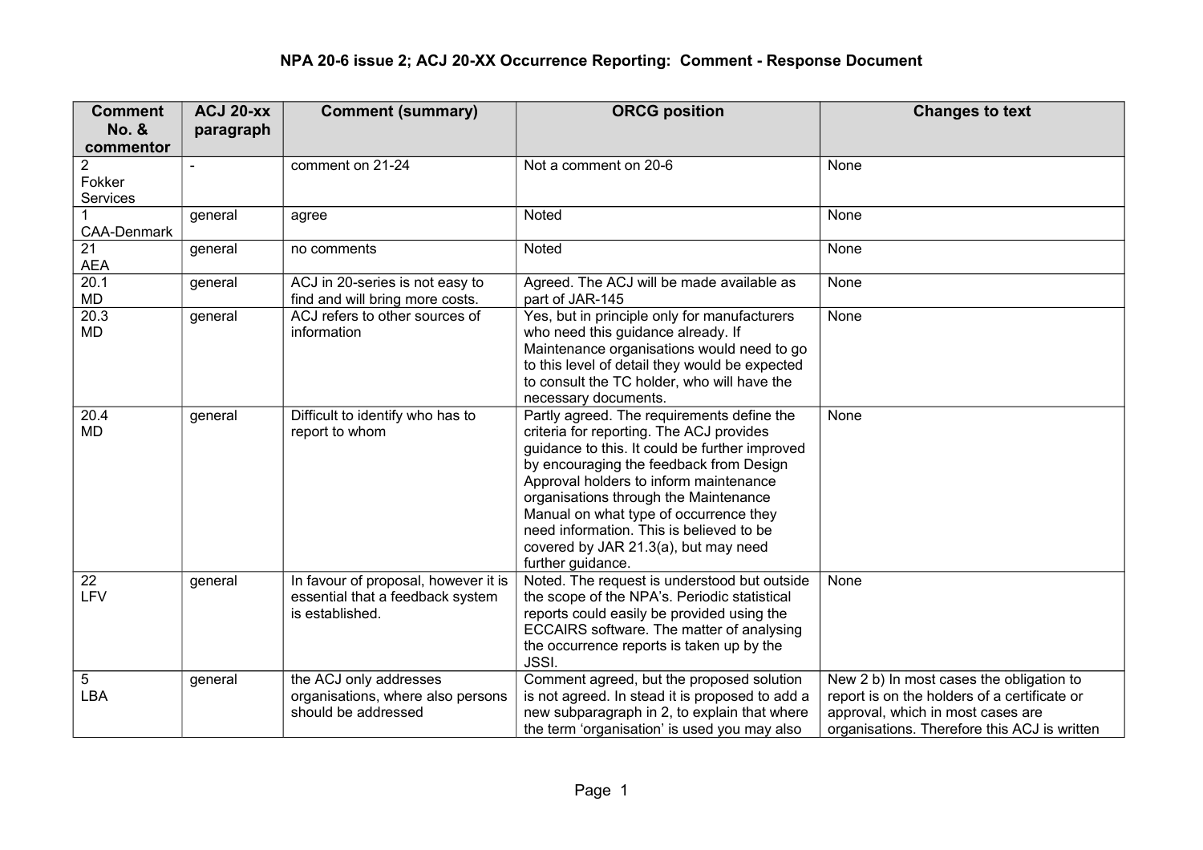# NPA 20-6 issue 2; ACJ 20-XX Occurrence Reporting: Comment - Response Document

| Comment No. & commentor | ACJ 20-xx paragraph | Comment (summary) | ORCG position | Changes to text |
|---|---|---|---|---|
| 2 Fokker Services | - | comment on 21-24 | Not a comment on 20-6 | None |
| 1 CAA-Denmark | general | agree | Noted | None |
| 21 AEA | general | no comments | Noted | None |
| 20.1 MD | general | ACJ in 20-series is not easy to find and will bring more costs. | Agreed. The ACJ will be made available as part of JAR-145 | None |
| 20.3 MD | general | ACJ refers to other sources of information | Yes, but in principle only for manufacturers who need this guidance already. If Maintenance organisations would need to go to this level of detail they would be expected to consult the TC holder, who will have the necessary documents. | None |
| 20.4 MD | general | Difficult to identify who has to report to whom | Partly agreed. The requirements define the criteria for reporting. The ACJ provides guidance to this. It could be further improved by encouraging the feedback from Design Approval holders to inform maintenance organisations through the Maintenance Manual on what type of occurrence they need information. This is believed to be covered by JAR 21.3(a), but may need further guidance. | None |
| 22 LFV | general | In favour of proposal, however it is essential that a feedback system is established. | Noted. The request is understood but outside the scope of the NPA's. Periodic statistical reports could easily be provided using the ECCAIRS software. The matter of analysing the occurrence reports is taken up by the JSSI. | None |
| 5 LBA | general | the ACJ only addresses organisations, where also persons should be addressed | Comment agreed, but the proposed solution is not agreed. In stead it is proposed to add a new subparagraph in 2, to explain that where the term 'organisation' is used you may also | New 2 b) In most cases the obligation to report is on the holders of a certificate or approval, which in most cases are organisations. Therefore this ACJ is written |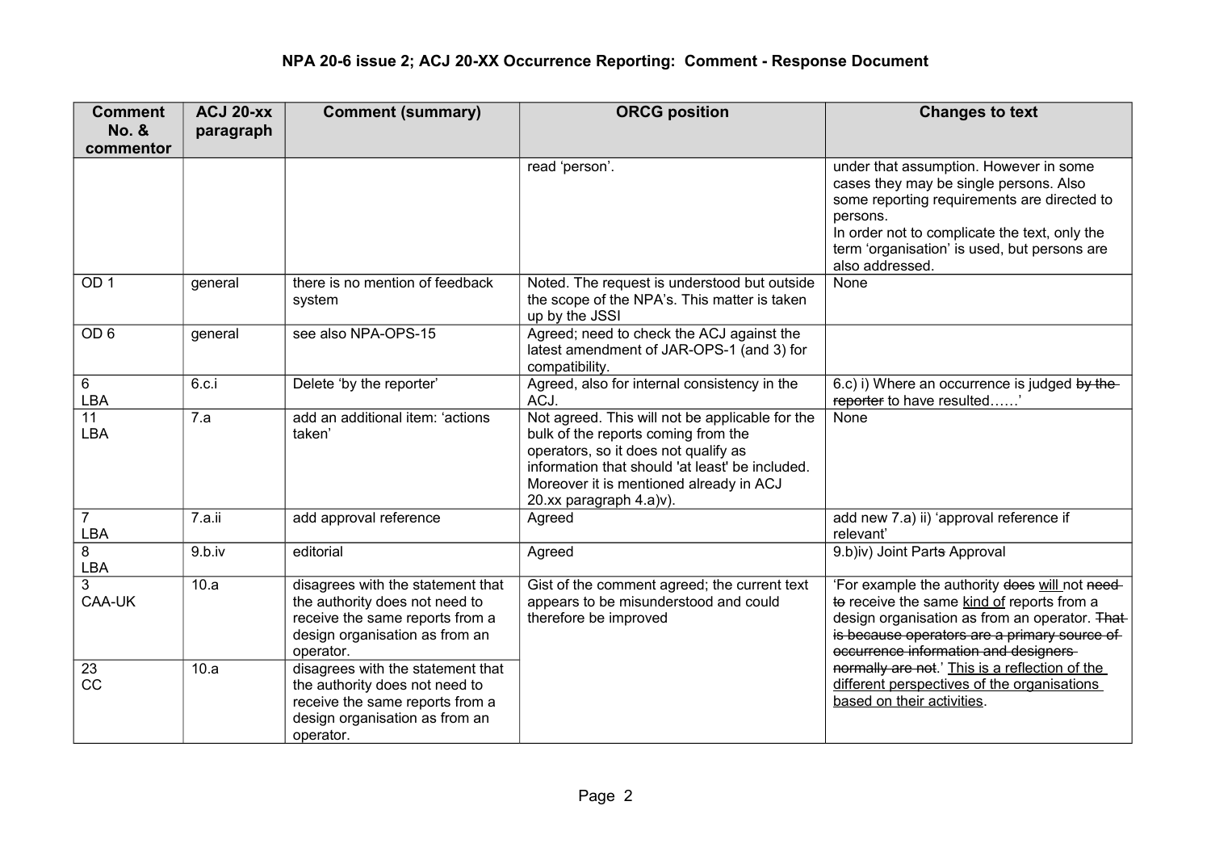| Comment No. & commentor | ACJ 20-xx paragraph | Comment (summary) | ORCG position | Changes to text |
|---|---|---|---|---|
| | | | read 'person'. | under that assumption. However in some cases they may be single persons. Also some reporting requirements are directed to persons. In order not to complicate the text, only the term 'organisation' is used, but persons are also addressed. |
| OD 1 | general | there is no mention of feedback system | Noted. The request is understood but outside the scope of the NPA's. This matter is taken up by the JSSI | None |
| OD 6 | general | see also NPA-OPS-15 | Agreed; need to check the ACJ against the latest amendment of JAR-OPS-1 (and 3) for compatibility. | |
| 6 LBA | 6.c.i | Delete 'by the reporter' | Agreed, also for internal consistency in the ACJ. | 6.c) i) Where an occurrence is judged ~~by the reporter~~ to have resulted……' |
| 11 LBA | 7.a | add an additional item: 'actions taken' | Not agreed. This will not be applicable for the bulk of the reports coming from the operators, so it does not qualify as information that should 'at least' be included. Moreover it is mentioned already in ACJ 20.xx paragraph 4.a)v). | None |
| 7 LBA | 7.a.ii | add approval reference | Agreed | add new 7.a) ii) 'approval reference if relevant' |
| 8 LBA | 9.b.iv | editorial | Agreed | 9.b)iv) Joint Part~~s~~ Approval |
| 3 CAA-UK | 10.a | disagrees with the statement that the authority does not need to receive the same reports from a design organisation as from an operator. | Gist of the comment agreed; the current text appears to be misunderstood and could therefore be improved | 'For example the authority ~~does~~ <u>will</u> not ~~need to~~ receive the same <u>kind of</u> reports from a design organisation as from an operator. ~~That is because operators are a primary source of occurrence information and designers normally are not~~.' <u>This is a reflection of the different perspectives of the organisations based on their activities</u>. |
| 23 CC | 10.a | disagrees with the statement that the authority does not need to receive the same reports from a design organisation as from an operator. | | |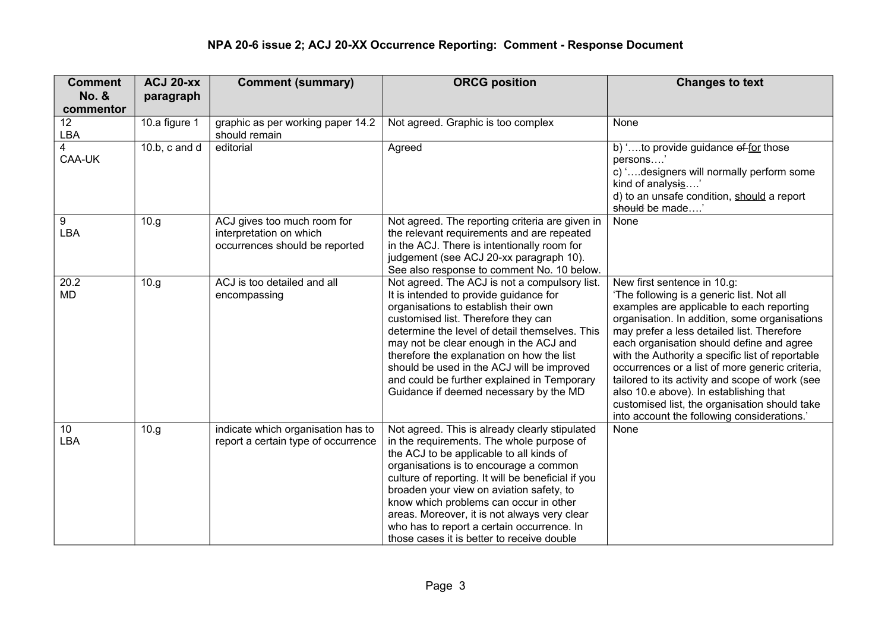## NPA 20-6 issue 2; ACJ 20-XX Occurrence Reporting: Comment - Response Document

| Comment No. & commentor | ACJ 20-xx paragraph | Comment (summary) | ORCG position | Changes to text |
|---|---|---|---|---|
| 12<br>LBA | 10.a figure 1 | graphic as per working paper 14.2 should remain | Not agreed. Graphic is too complex | None |
| 4<br>CAA-UK | 10.b, c and d | editorial | Agreed | b) '….to provide guidance ~~of~~ <u>for</u> those persons….'<br>c) '….designers will normally perform some kind of analys~~i~~<u>s</u>….'<br>d) to an unsafe condition, <u>should</u> a report ~~should~~ be made….' |
| 9<br>LBA | 10.g | ACJ gives too much room for interpretation on which occurrences should be reported | Not agreed. The reporting criteria are given in the relevant requirements and are repeated in the ACJ. There is intentionally room for judgement (see ACJ 20-xx paragraph 10). See also response to comment No. 10 below. | None |
| 20.2<br>MD | 10.g | ACJ is too detailed and all encompassing | Not agreed. The ACJ is not a compulsory list. It is intended to provide guidance for organisations to establish their own customised list. Therefore they can determine the level of detail themselves. This may not be clear enough in the ACJ and therefore the explanation on how the list should be used in the ACJ will be improved and could be further explained in Temporary Guidance if deemed necessary by the MD | New first sentence in 10.g:<br>'The following is a generic list. Not all examples are applicable to each reporting organisation. In addition, some organisations may prefer a less detailed list. Therefore each organisation should define and agree with the Authority a specific list of reportable occurrences or a list of more generic criteria, tailored to its activity and scope of work (see also 10.e above). In establishing that customised list, the organisation should take into account the following considerations.' |
| 10<br>LBA | 10.g | indicate which organisation has to report a certain type of occurrence | Not agreed. This is already clearly stipulated in the requirements. The whole purpose of the ACJ to be applicable to all kinds of organisations is to encourage a common culture of reporting. It will be beneficial if you broaden your view on aviation safety, to know which problems can occur in other areas. Moreover, it is not always very clear who has to report a certain occurrence. In those cases it is better to receive double | None |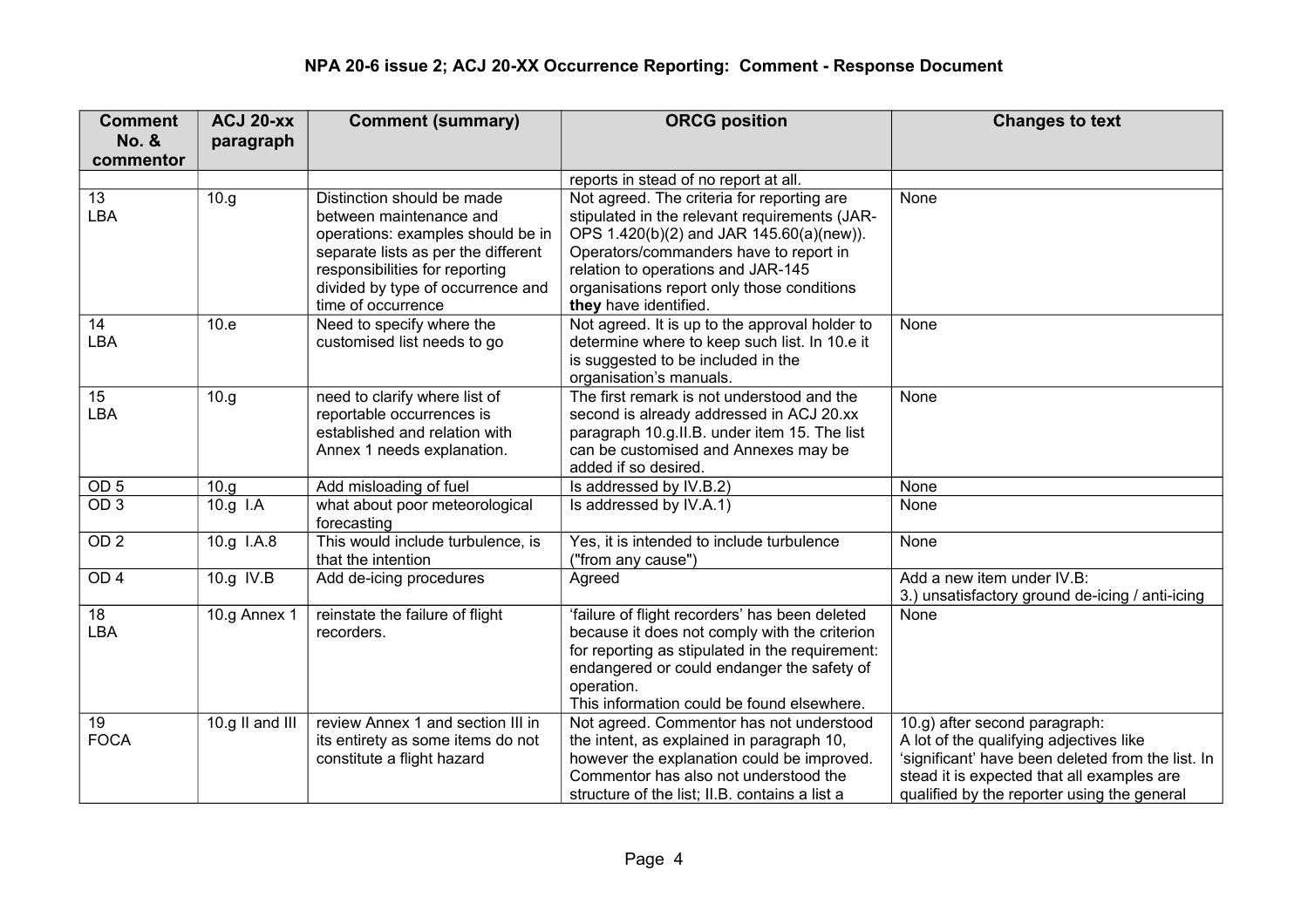## NPA 20-6 issue 2; ACJ 20-XX Occurrence Reporting: Comment - Response Document

| Comment No. & commentor | ACJ 20-xx paragraph | Comment (summary) | ORCG position | Changes to text |
|---|---|---|---|---|
| | | | reports in stead of no report at all. | |
| 13 LBA | 10.g | Distinction should be made between maintenance and operations: examples should be in separate lists as per the different responsibilities for reporting divided by type of occurrence and time of occurrence | Not agreed. The criteria for reporting are stipulated in the relevant requirements (JAR-OPS 1.420(b)(2) and JAR 145.60(a)(new)). Operators/commanders have to report in relation to operations and JAR-145 organisations report only those conditions **they** have identified. | None |
| 14 LBA | 10.e | Need to specify where the customised list needs to go | Not agreed. It is up to the approval holder to determine where to keep such list. In 10.e it is suggested to be included in the organisation's manuals. | None |
| 15 LBA | 10.g | need to clarify where list of reportable occurrences is established and relation with Annex 1 needs explanation. | The first remark is not understood and the second is already addressed in ACJ 20.xx paragraph 10.g.II.B. under item 15. The list can be customised and Annexes may be added if so desired. | None |
| OD 5 | 10.g | Add misloading of fuel | Is addressed by IV.B.2) | None |
| OD 3 | 10.g I.A | what about poor meteorological forecasting | Is addressed by IV.A.1) | None |
| OD 2 | 10.g I.A.8 | This would include turbulence, is that the intention | Yes, it is intended to include turbulence ("from any cause") | None |
| OD 4 | 10.g IV.B | Add de-icing procedures | Agreed | Add a new item under IV.B: 3.) unsatisfactory ground de-icing / anti-icing |
| 18 LBA | 10.g Annex 1 | reinstate the failure of flight recorders. | 'failure of flight recorders' has been deleted because it does not comply with the criterion for reporting as stipulated in the requirement: endangered or could endanger the safety of operation. This information could be found elsewhere. | None |
| 19 FOCA | 10.g II and III | review Annex 1 and section III in its entirety as some items do not constitute a flight hazard | Not agreed. Commentor has not understood the intent, as explained in paragraph 10, however the explanation could be improved. Commentor has also not understood the structure of the list; II.B. contains a list a | 10.g) after second paragraph: A lot of the qualifying adjectives like 'significant' have been deleted from the list. In stead it is expected that all examples are qualified by the reporter using the general |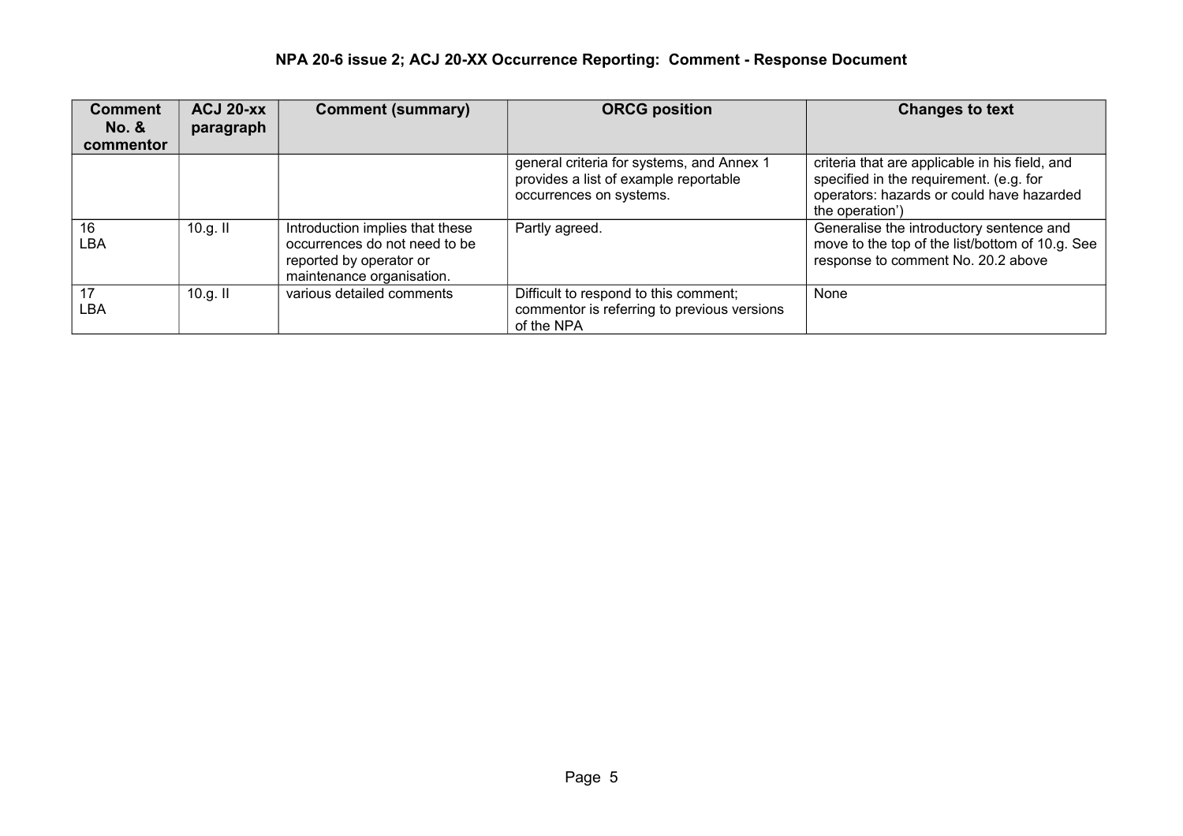**NPA 20-6 issue 2; ACJ 20-XX Occurrence Reporting: Comment - Response Document**

| Comment No. & commentor | ACJ 20-xx paragraph | Comment (summary) | ORCG position | Changes to text |
|---|---|---|---|---|
| | | | general criteria for systems, and Annex 1 provides a list of example reportable occurrences on systems. | criteria that are applicable in his field, and specified in the requirement. (e.g. for operators: hazards or could have hazarded the operation') |
| 16 LBA | 10.g. II | Introduction implies that these occurrences do not need to be reported by operator or maintenance organisation. | Partly agreed. | Generalise the introductory sentence and move to the top of the list/bottom of 10.g. See response to comment No. 20.2 above |
| 17 LBA | 10.g. II | various detailed comments | Difficult to respond to this comment; commentor is referring to previous versions of the NPA | None |